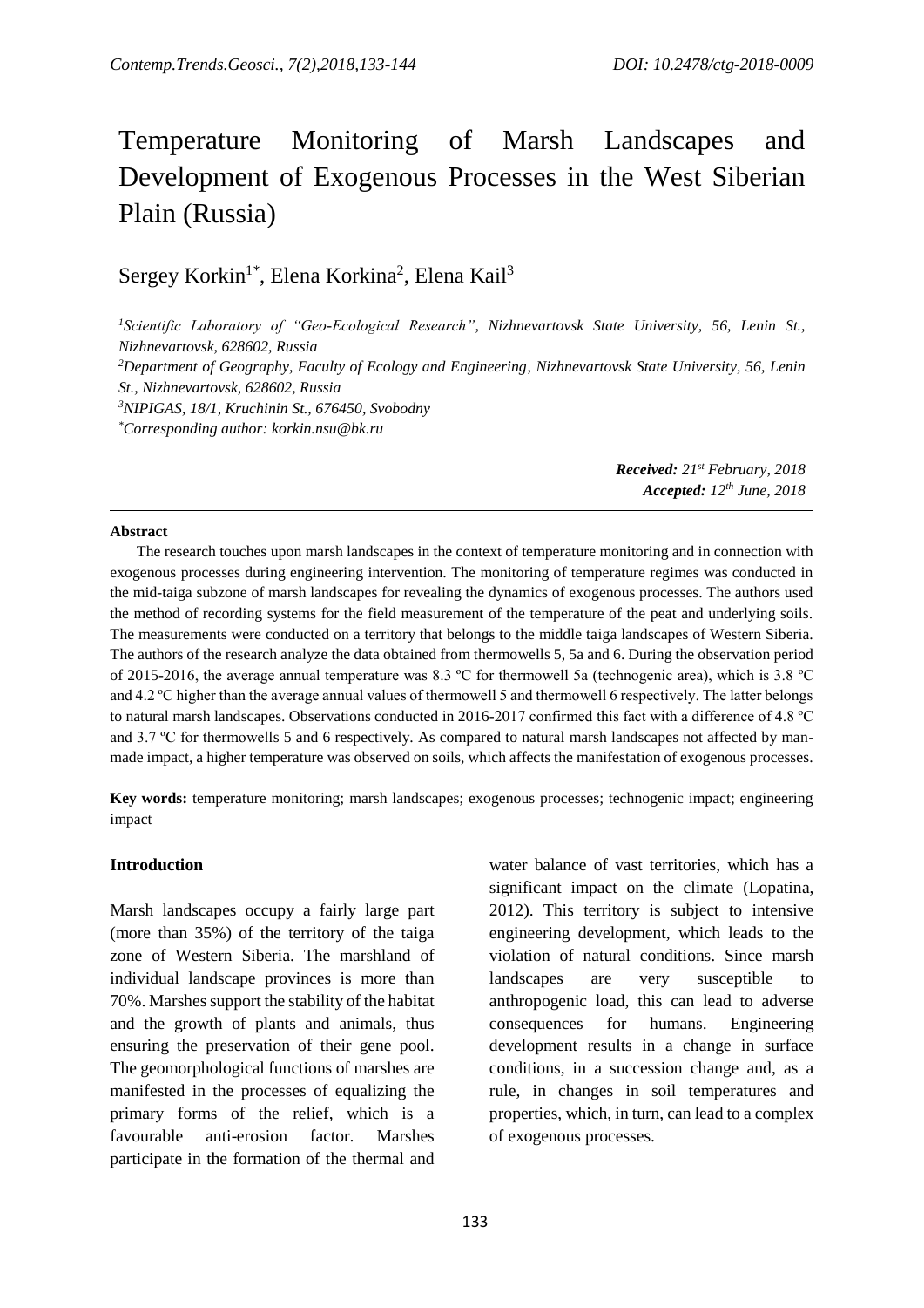# Temperature Monitoring of Marsh Landscapes and Development of Exogenous Processes in the West Siberian Plain (Russia)

Sergey Korkin[1*], Elena Korkina[2], Elena Kail[3]

*[1]Scientific Laboratory of "Geo-Ecological Research", Nizhnevartovsk State University, 56, Lenin St., Nizhnevartovsk, 628602, Russia*

*[2]Department of Geography, Faculty of Ecology and Engineering, Nizhnevartovsk State University, 56, Lenin St., Nizhnevartovsk, 628602, Russia*

*[3]NIPIGAS, 18/1, Kruchinin St., 676450, Svobodny*

*[*]Corresponding author: korkin.nsu@bk.ru*

***Received:** 21st February, 2018*
***Accepted:** 12th June, 2018*

**Abstract**

The research touches upon marsh landscapes in the context of temperature monitoring and in connection with exogenous processes during engineering intervention. The monitoring of temperature regimes was conducted in the mid-taiga subzone of marsh landscapes for revealing the dynamics of exogenous processes. The authors used the method of recording systems for the field measurement of the temperature of the peat and underlying soils. The measurements were conducted on a territory that belongs to the middle taiga landscapes of Western Siberia. The authors of the research analyze the data obtained from thermowells 5, 5a and 6. During the observation period of 2015-2016, the average annual temperature was 8.3 ºC for thermowell 5a (technogenic area), which is 3.8 ºC and 4.2 ºC higher than the average annual values of thermowell 5 and thermowell 6 respectively. The latter belongs to natural marsh landscapes. Observations conducted in 2016-2017 confirmed this fact with a difference of 4.8 ºC and 3.7 ºC for thermowells 5 and 6 respectively. As compared to natural marsh landscapes not affected by man-made impact, a higher temperature was observed on soils, which affects the manifestation of exogenous processes.

**Key words:** temperature monitoring; marsh landscapes; exogenous processes; technogenic impact; engineering impact

## Introduction

Marsh landscapes occupy a fairly large part (more than 35%) of the territory of the taiga zone of Western Siberia. The marshland of individual landscape provinces is more than 70%. Marshes support the stability of the habitat and the growth of plants and animals, thus ensuring the preservation of their gene pool. The geomorphological functions of marshes are manifested in the processes of equalizing the primary forms of the relief, which is a favourable anti-erosion factor. Marshes participate in the formation of the thermal and water balance of vast territories, which has a significant impact on the climate (Lopatina, 2012). This territory is subject to intensive engineering development, which leads to the violation of natural conditions. Since marsh landscapes are very susceptible to anthropogenic load, this can lead to adverse consequences for humans. Engineering development results in a change in surface conditions, in a succession change and, as a rule, in changes in soil temperatures and properties, which, in turn, can lead to a complex of exogenous processes.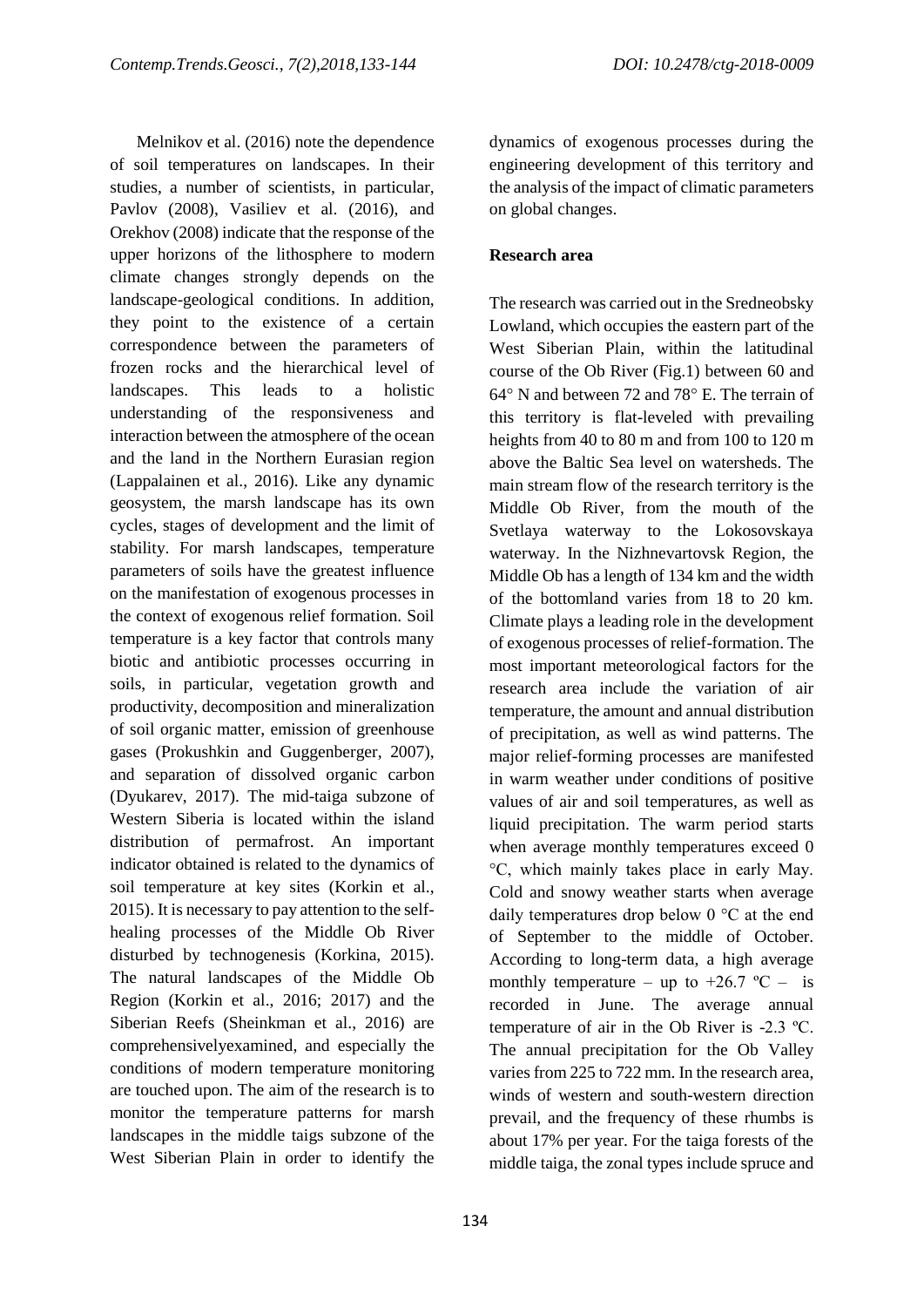Melnikov et al. (2016) note the dependence of soil temperatures on landscapes. In their studies, a number of scientists, in particular, Pavlov (2008), Vasiliev et al. (2016), and Orekhov (2008) indicate that the response of the upper horizons of the lithosphere to modern climate changes strongly depends on the landscape-geological conditions. In addition, they point to the existence of a certain correspondence between the parameters of frozen rocks and the hierarchical level of landscapes. This leads to a holistic understanding of the responsiveness and interaction between the atmosphere of the ocean and the land in the Northern Eurasian region (Lappalainen et al., 2016). Like any dynamic geosystem, the marsh landscape has its own cycles, stages of development and the limit of stability. For marsh landscapes, temperature parameters of soils have the greatest influence on the manifestation of exogenous processes in the context of exogenous relief formation. Soil temperature is a key factor that controls many biotic and antibiotic processes occurring in soils, in particular, vegetation growth and productivity, decomposition and mineralization of soil organic matter, emission of greenhouse gases (Prokushkin and Guggenberger, 2007), and separation of dissolved organic carbon (Dyukarev, 2017). The mid-taiga subzone of Western Siberia is located within the island distribution of permafrost. An important indicator obtained is related to the dynamics of soil temperature at key sites (Korkin et al., 2015). It is necessary to pay attention to the self-healing processes of the Middle Ob River disturbed by technogenesis (Korkina, 2015). The natural landscapes of the Middle Ob Region (Korkin et al., 2016; 2017) and the Siberian Reefs (Sheinkman et al., 2016) are comprehensivelyexamined, and especially the conditions of modern temperature monitoring are touched upon. The aim of the research is to monitor the temperature patterns for marsh landscapes in the middle taigs subzone of the West Siberian Plain in order to identify the dynamics of exogenous processes during the engineering development of this territory and the analysis of the impact of climatic parameters on global changes.

## Research area

The research was carried out in the Sredneobsky Lowland, which occupies the eastern part of the West Siberian Plain, within the latitudinal course of the Ob River (Fig.1) between 60 and 64° N and between 72 and 78° E. The terrain of this territory is flat-leveled with prevailing heights from 40 to 80 m and from 100 to 120 m above the Baltic Sea level on watersheds. The main stream flow of the research territory is the Middle Ob River, from the mouth of the Svetlaya waterway to the Lokosovskaya waterway. In the Nizhnevartovsk Region, the Middle Ob has a length of 134 km and the width of the bottomland varies from 18 to 20 km. Climate plays a leading role in the development of exogenous processes of relief-formation. The most important meteorological factors for the research area include the variation of air temperature, the amount and annual distribution of precipitation, as well as wind patterns. The major relief-forming processes are manifested in warm weather under conditions of positive values of air and soil temperatures, as well as liquid precipitation. The warm period starts when average monthly temperatures exceed 0 °C, which mainly takes place in early May. Cold and snowy weather starts when average daily temperatures drop below 0 °C at the end of September to the middle of October. According to long-term data, a high average monthly temperature – up to +26.7 ºC – is recorded in June. The average annual temperature of air in the Ob River is -2.3 ºC. The annual precipitation for the Ob Valley varies from 225 to 722 mm. In the research area, winds of western and south-western direction prevail, and the frequency of these rhumbs is about 17% per year. For the taiga forests of the middle taiga, the zonal types include spruce and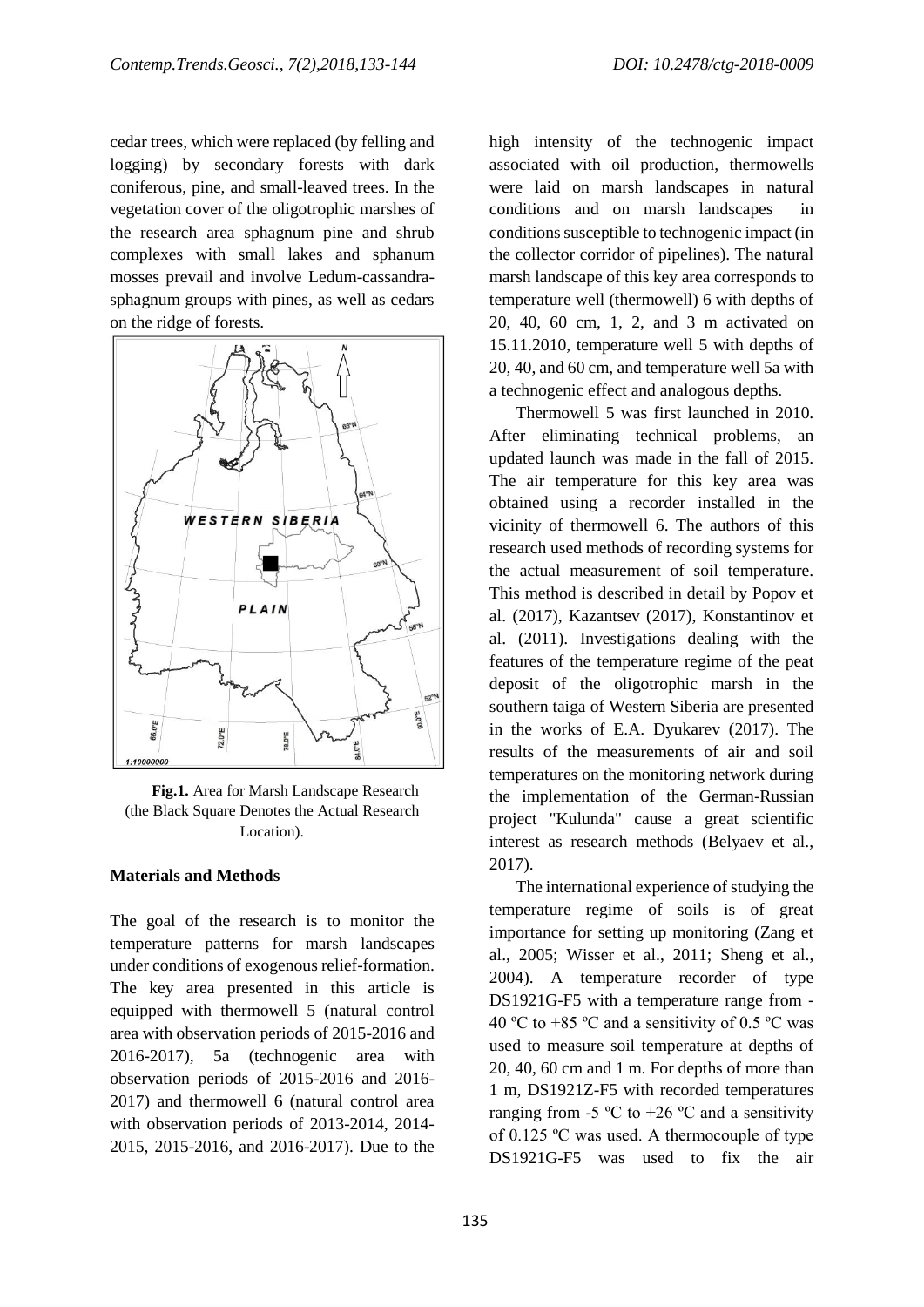cedar trees, which were replaced (by felling and logging) by secondary forests with dark coniferous, pine, and small-leaved trees. In the vegetation cover of the oligotrophic marshes of the research area sphagnum pine and shrub complexes with small lakes and sphanum mosses prevail and involve Ledum-cassandra-sphagnum groups with pines, as well as cedars on the ridge of forests.

**Fig.1.** Area for Marsh Landscape Research (the Black Square Denotes the Actual Research Location).

**Materials and Methods**

The goal of the research is to monitor the temperature patterns for marsh landscapes under conditions of exogenous relief-formation. The key area presented in this article is equipped with thermowell 5 (natural control area with observation periods of 2015-2016 and 2016-2017), 5a (technogenic area with observation periods of 2015-2016 and 2016-2017) and thermowell 6 (natural control area with observation periods of 2013-2014, 2014-2015, 2015-2016, and 2016-2017). Due to the high intensity of the technogenic impact associated with oil production, thermowells were laid on marsh landscapes in natural conditions and on marsh landscapes in conditions susceptible to technogenic impact (in the collector corridor of pipelines). The natural marsh landscape of this key area corresponds to temperature well (thermowell) 6 with depths of 20, 40, 60 cm, 1, 2, and 3 m activated on 15.11.2010, temperature well 5 with depths of 20, 40, and 60 cm, and temperature well 5a with a technogenic effect and analogous depths.

Thermowell 5 was first launched in 2010. After eliminating technical problems, an updated launch was made in the fall of 2015. The air temperature for this key area was obtained using a recorder installed in the vicinity of thermowell 6. The authors of this research used methods of recording systems for the actual measurement of soil temperature. This method is described in detail by Popov et al. (2017), Kazantsev (2017), Konstantinov et al. (2011). Investigations dealing with the features of the temperature regime of the peat deposit of the oligotrophic marsh in the southern taiga of Western Siberia are presented in the works of E.A. Dyukarev (2017). The results of the measurements of air and soil temperatures on the monitoring network during the implementation of the German-Russian project "Kulunda" cause a great scientific interest as research methods (Belyaev et al., 2017).

The international experience of studying the temperature regime of soils is of great importance for setting up monitoring (Zang et al., 2005; Wisser et al., 2011; Sheng et al., 2004). A temperature recorder of type DS1921G-F5 with a temperature range from -40 ºC to +85 ºC and a sensitivity of 0.5 ºC was used to measure soil temperature at depths of 20, 40, 60 cm and 1 m. For depths of more than 1 m, DS1921Z-F5 with recorded temperatures ranging from -5 ºC to +26 ºC and a sensitivity of 0.125 ºC was used. A thermocouple of type DS1921G-F5 was used to fix the air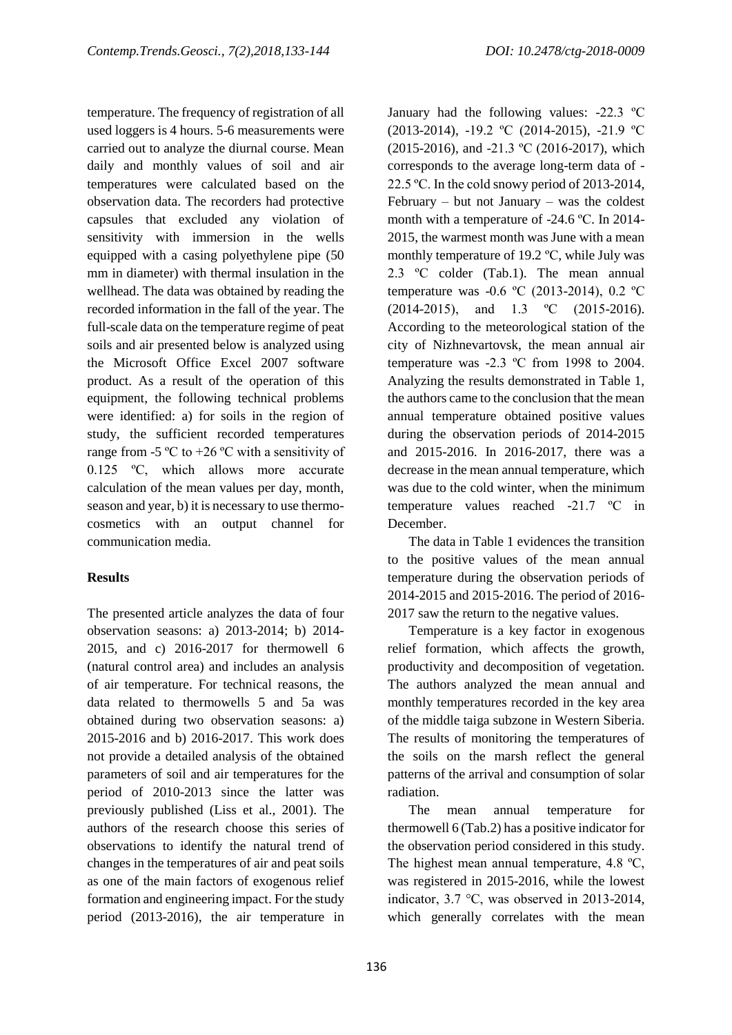temperature. The frequency of registration of all used loggers is 4 hours. 5-6 measurements were carried out to analyze the diurnal course. Mean daily and monthly values of soil and air temperatures were calculated based on the observation data. The recorders had protective capsules that excluded any violation of sensitivity with immersion in the wells equipped with a casing polyethylene pipe (50 mm in diameter) with thermal insulation in the wellhead. The data was obtained by reading the recorded information in the fall of the year. The full-scale data on the temperature regime of peat soils and air presented below is analyzed using the Microsoft Office Excel 2007 software product. As a result of the operation of this equipment, the following technical problems were identified: a) for soils in the region of study, the sufficient recorded temperatures range from -5 ºC to +26 ºC with a sensitivity of 0.125 ºC, which allows more accurate calculation of the mean values per day, month, season and year, b) it is necessary to use thermo-cosmetics with an output channel for communication media.

**Results**

The presented article analyzes the data of four observation seasons: a) 2013-2014; b) 2014-2015, and c) 2016-2017 for thermowell 6 (natural control area) and includes an analysis of air temperature. For technical reasons, the data related to thermowells 5 and 5a was obtained during two observation seasons: a) 2015-2016 and b) 2016-2017. This work does not provide a detailed analysis of the obtained parameters of soil and air temperatures for the period of 2010-2013 since the latter was previously published (Liss et al., 2001). The authors of the research choose this series of observations to identify the natural trend of changes in the temperatures of air and peat soils as one of the main factors of exogenous relief formation and engineering impact. For the study period (2013-2016), the air temperature in January had the following values: -22.3 ºC (2013-2014), -19.2 ºC (2014-2015), -21.9 ºC (2015-2016), and -21.3 ºC (2016-2017), which corresponds to the average long-term data of -22.5 ºC. In the cold snowy period of 2013-2014, February – but not January – was the coldest month with a temperature of -24.6 ºC. In 2014-2015, the warmest month was June with a mean monthly temperature of 19.2 ºC, while July was 2.3 ºC colder (Tab.1). The mean annual temperature was -0.6 ºC (2013-2014), 0.2 ºC (2014-2015), and 1.3 ºC (2015-2016). According to the meteorological station of the city of Nizhnevartovsk, the mean annual air temperature was -2.3 ºC from 1998 to 2004. Analyzing the results demonstrated in Table 1, the authors came to the conclusion that the mean annual temperature obtained positive values during the observation periods of 2014-2015 and 2015-2016. In 2016-2017, there was a decrease in the mean annual temperature, which was due to the cold winter, when the minimum temperature values reached -21.7 ºC in December.

The data in Table 1 evidences the transition to the positive values of the mean annual temperature during the observation periods of 2014-2015 and 2015-2016. The period of 2016-2017 saw the return to the negative values.

Temperature is a key factor in exogenous relief formation, which affects the growth, productivity and decomposition of vegetation. The authors analyzed the mean annual and monthly temperatures recorded in the key area of the middle taiga subzone in Western Siberia. The results of monitoring the temperatures of the soils on the marsh reflect the general patterns of the arrival and consumption of solar radiation.

The mean annual temperature for thermowell 6 (Tab.2) has a positive indicator for the observation period considered in this study. The highest mean annual temperature, 4.8 ºC, was registered in 2015-2016, while the lowest indicator, 3.7 °C, was observed in 2013-2014, which generally correlates with the mean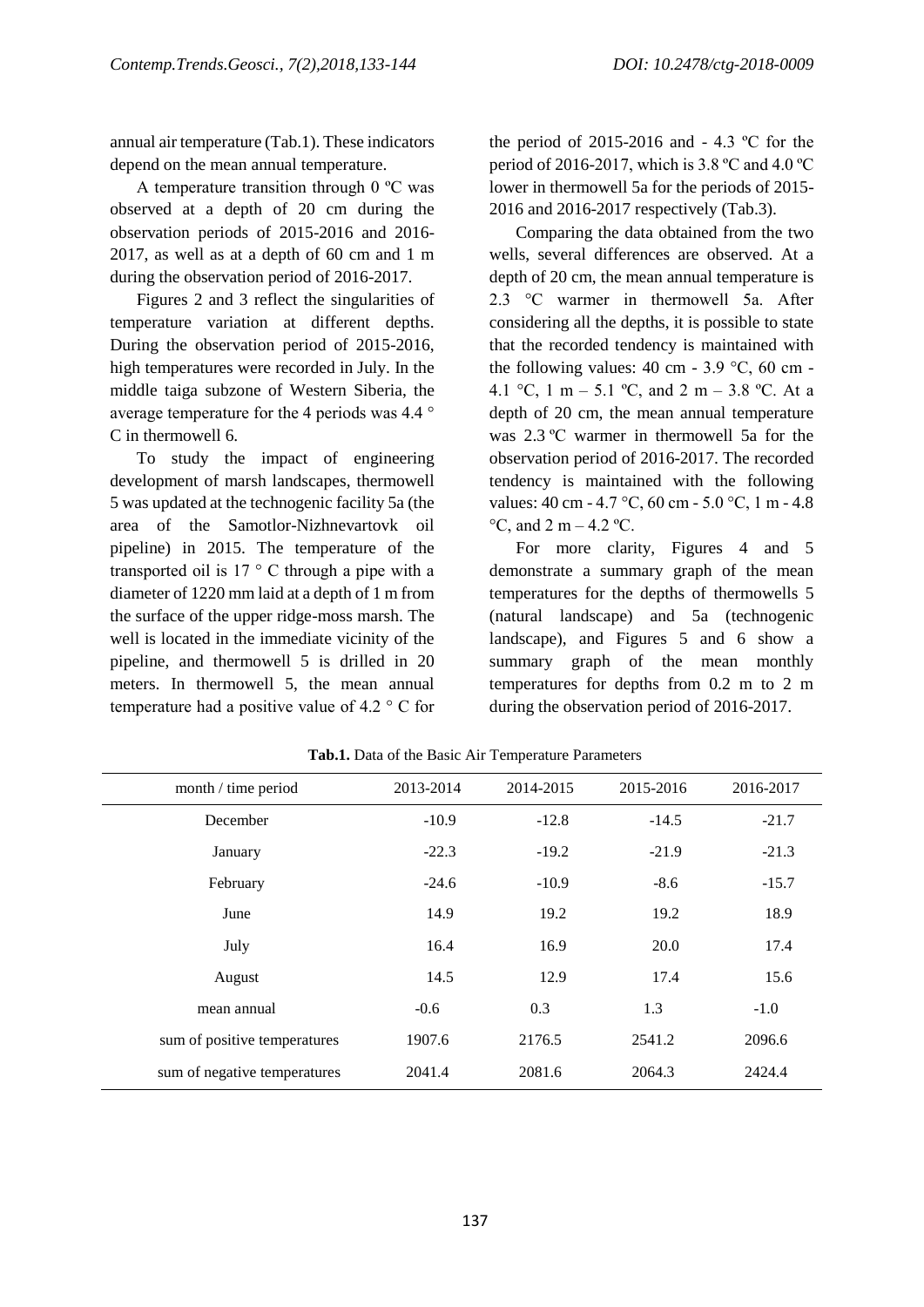annual air temperature (Tab.1). These indicators depend on the mean annual temperature.

A temperature transition through 0 ºC was observed at a depth of 20 cm during the observation periods of 2015-2016 and 2016-2017, as well as at a depth of 60 cm and 1 m during the observation period of 2016-2017.

Figures 2 and 3 reflect the singularities of temperature variation at different depths. During the observation period of 2015-2016, high temperatures were recorded in July. In the middle taiga subzone of Western Siberia, the average temperature for the 4 periods was 4.4 ° C in thermowell 6.

To study the impact of engineering development of marsh landscapes, thermowell 5 was updated at the technogenic facility 5a (the area of the Samotlor-Nizhnevartovk oil pipeline) in 2015. The temperature of the transported oil is 17 ° C through a pipe with a diameter of 1220 mm laid at a depth of 1 m from the surface of the upper ridge-moss marsh. The well is located in the immediate vicinity of the pipeline, and thermowell 5 is drilled in 20 meters. In thermowell 5, the mean annual temperature had a positive value of 4.2 ° C for the period of 2015-2016 and - 4.3 ºC for the period of 2016-2017, which is 3.8 ºC and 4.0 ºC lower in thermowell 5a for the periods of 2015-2016 and 2016-2017 respectively (Tab.3).

Comparing the data obtained from the two wells, several differences are observed. At a depth of 20 cm, the mean annual temperature is 2.3 °C warmer in thermowell 5a. After considering all the depths, it is possible to state that the recorded tendency is maintained with the following values: 40 cm - 3.9 °C, 60 cm - 4.1 °C, 1 m – 5.1 ºC, and 2 m – 3.8 ºC. At a depth of 20 cm, the mean annual temperature was 2.3 ºC warmer in thermowell 5a for the observation period of 2016-2017. The recorded tendency is maintained with the following values: 40 cm - 4.7 °C, 60 cm - 5.0 °C, 1 m - 4.8 °C, and 2 m – 4.2 ºC.

For more clarity, Figures 4 and 5 demonstrate a summary graph of the mean temperatures for the depths of thermowells 5 (natural landscape) and 5a (technogenic landscape), and Figures 5 and 6 show a summary graph of the mean monthly temperatures for depths from 0.2 m to 2 m during the observation period of 2016-2017.

**Tab.1.** Data of the Basic Air Temperature Parameters

| month / time period | 2013-2014 | 2014-2015 | 2015-2016 | 2016-2017 |
|---|---|---|---|---|
| December | -10.9 | -12.8 | -14.5 | -21.7 |
| January | -22.3 | -19.2 | -21.9 | -21.3 |
| February | -24.6 | -10.9 | -8.6 | -15.7 |
| June | 14.9 | 19.2 | 19.2 | 18.9 |
| July | 16.4 | 16.9 | 20.0 | 17.4 |
| August | 14.5 | 12.9 | 17.4 | 15.6 |
| mean annual | -0.6 | 0.3 | 1.3 | -1.0 |
| sum of positive temperatures | 1907.6 | 2176.5 | 2541.2 | 2096.6 |
| sum of negative temperatures | 2041.4 | 2081.6 | 2064.3 | 2424.4 |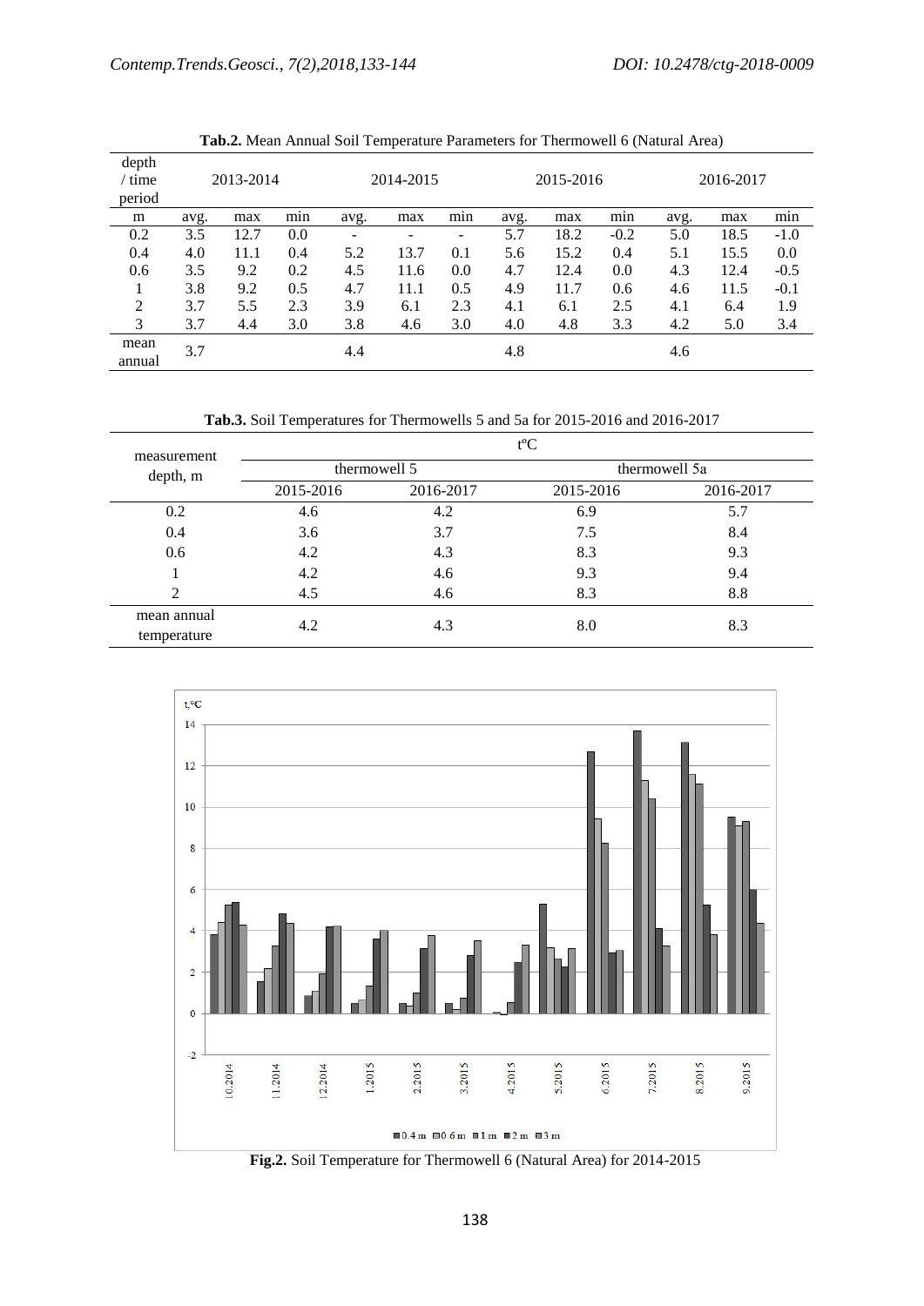**Tab.2.** Mean Annual Soil Temperature Parameters for Thermowell 6 (Natural Area)

| depth / time period | 2013-2014 | | | 2014-2015 | | | 2015-2016 | | | 2016-2017 | | |
|---|---|---|---|---|---|---|---|---|---|---|---|---|
| m | avg. | max | min | avg. | max | min | avg. | max | min | avg. | max | min |
| 0.2 | 3.5 | 12.7 | 0.0 | - | - | - | 5.7 | 18.2 | -0.2 | 5.0 | 18.5 | -1.0 |
| 0.4 | 4.0 | 11.1 | 0.4 | 5.2 | 13.7 | 0.1 | 5.6 | 15.2 | 0.4 | 5.1 | 15.5 | 0.0 |
| 0.6 | 3.5 | 9.2 | 0.2 | 4.5 | 11.6 | 0.0 | 4.7 | 12.4 | 0.0 | 4.3 | 12.4 | -0.5 |
| 1 | 3.8 | 9.2 | 0.5 | 4.7 | 11.1 | 0.5 | 4.9 | 11.7 | 0.6 | 4.6 | 11.5 | -0.1 |
| 2 | 3.7 | 5.5 | 2.3 | 3.9 | 6.1 | 2.3 | 4.1 | 6.1 | 2.5 | 4.1 | 6.4 | 1.9 |
| 3 | 3.7 | 4.4 | 3.0 | 3.8 | 4.6 | 3.0 | 4.0 | 4.8 | 3.3 | 4.2 | 5.0 | 3.4 |
| mean annual | 3.7 | | | 4.4 | | | 4.8 | | | 4.6 | | |

**Tab.3.** Soil Temperatures for Thermowells 5 and 5a for 2015-2016 and 2016-2017

| measurement depth, m | t°C | | | |
|---|---|---|---|---|
| | thermowell 5 | | thermowell 5a | |
| | 2015-2016 | 2016-2017 | 2015-2016 | 2016-2017 |
| 0.2 | 4.6 | 4.2 | 6.9 | 5.7 |
| 0.4 | 3.6 | 3.7 | 7.5 | 8.4 |
| 0.6 | 4.2 | 4.3 | 8.3 | 9.3 |
| 1 | 4.2 | 4.6 | 9.3 | 9.4 |
| 2 | 4.5 | 4.6 | 8.3 | 8.8 |
| mean annual temperature | 4.2 | 4.3 | 8.0 | 8.3 |

**Fig.2.** Soil Temperature for Thermowell 6 (Natural Area) for 2014-2015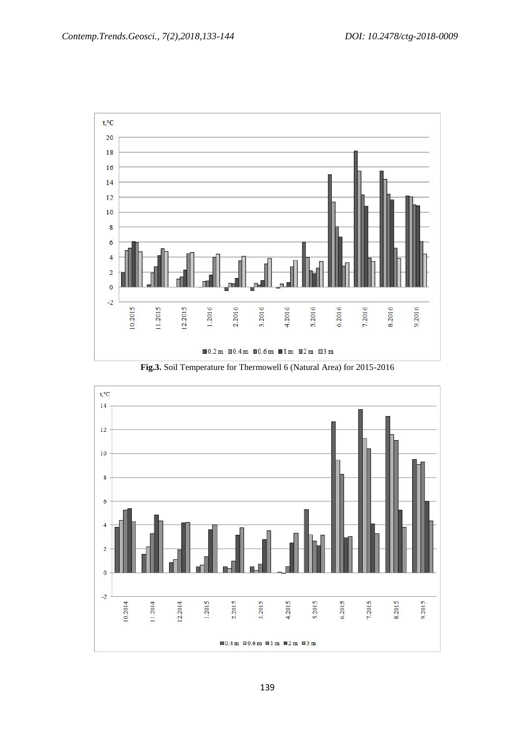Fig.3. Soil Temperature for Thermowell 6 (Natural Area) for 2015-2016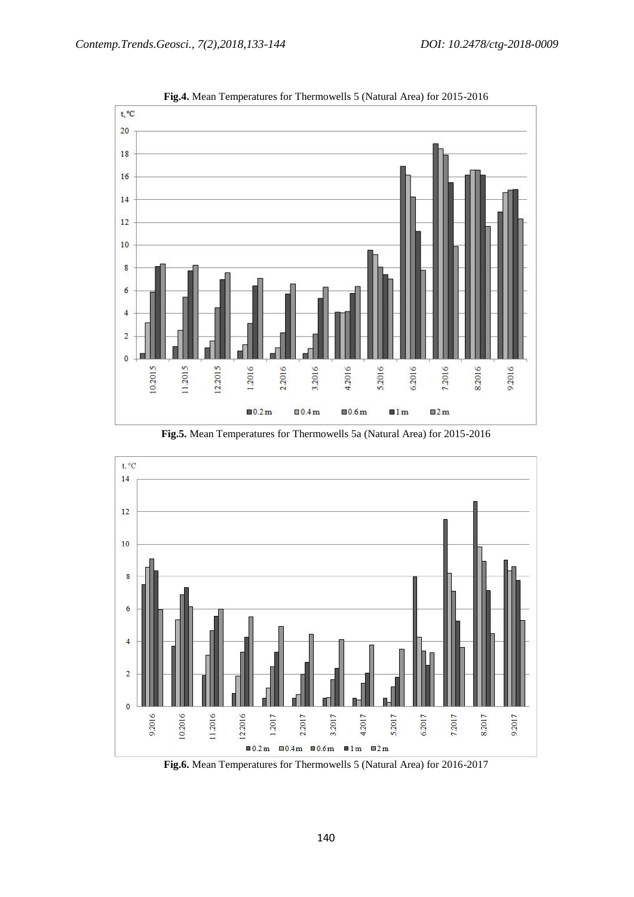**Fig.4.** Mean Temperatures for Thermowells 5 (Natural Area) for 2015-2016

**Fig.5.** Mean Temperatures for Thermowells 5a (Natural Area) for 2015-2016

**Fig.6.** Mean Temperatures for Thermowells 5 (Natural Area) for 2016-2017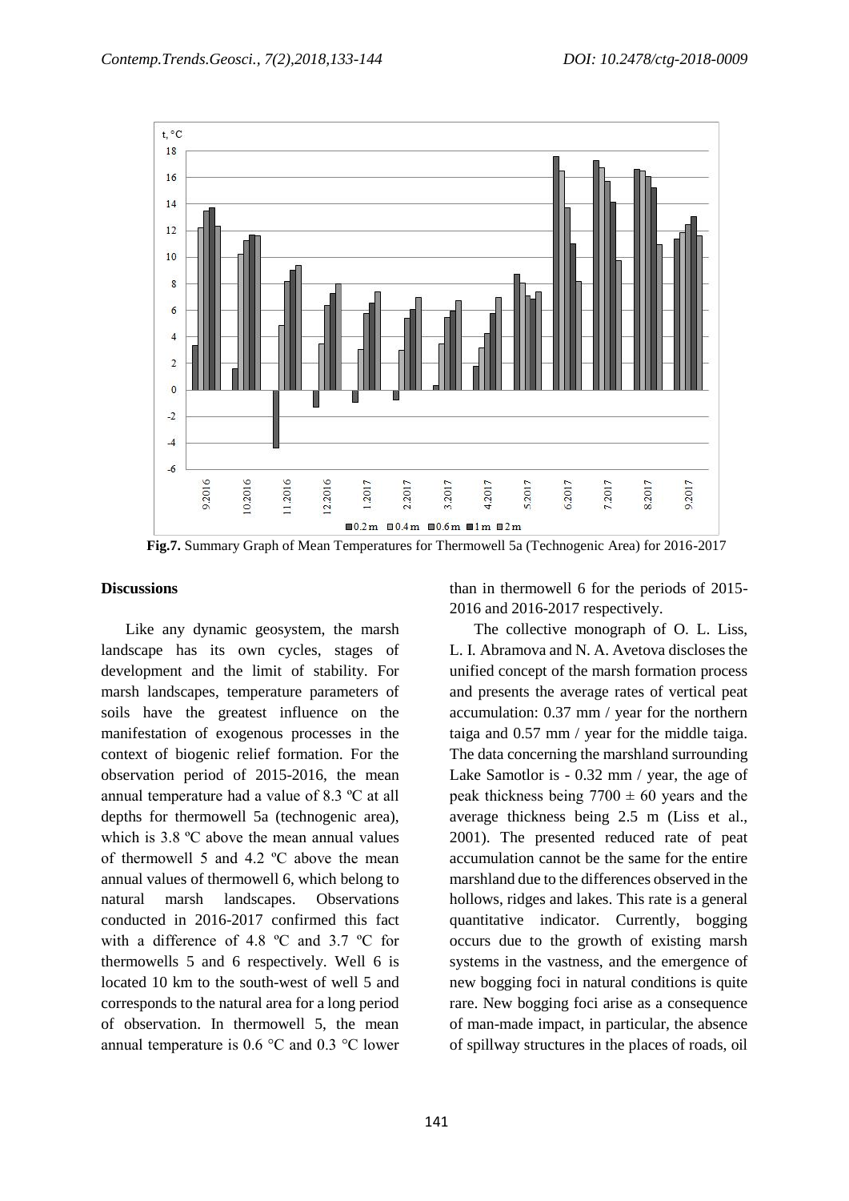Fig.7. Summary Graph of Mean Temperatures for Thermowell 5a (Technogenic Area) for 2016-2017

### Discussions

Like any dynamic geosystem, the marsh landscape has its own cycles, stages of development and the limit of stability. For marsh landscapes, temperature parameters of soils have the greatest influence on the manifestation of exogenous processes in the context of biogenic relief formation. For the observation period of 2015-2016, the mean annual temperature had a value of 8.3 ºC at all depths for thermowell 5a (technogenic area), which is 3.8 ºC above the mean annual values of thermowell 5 and 4.2 ºC above the mean annual values of thermowell 6, which belong to natural marsh landscapes. Observations conducted in 2016-2017 confirmed this fact with a difference of 4.8 ºC and 3.7 ºC for thermowells 5 and 6 respectively. Well 6 is located 10 km to the south-west of well 5 and corresponds to the natural area for a long period of observation. In thermowell 5, the mean annual temperature is 0.6 °C and 0.3 °C lower than in thermowell 6 for the periods of 2015-2016 and 2016-2017 respectively.

The collective monograph of O. L. Liss, L. I. Abramova and N. A. Avetova discloses the unified concept of the marsh formation process and presents the average rates of vertical peat accumulation: 0.37 mm / year for the northern taiga and 0.57 mm / year for the middle taiga. The data concerning the marshland surrounding Lake Samotlor is - 0.32 mm / year, the age of peak thickness being 7700 ± 60 years and the average thickness being 2.5 m (Liss et al., 2001). The presented reduced rate of peat accumulation cannot be the same for the entire marshland due to the differences observed in the hollows, ridges and lakes. This rate is a general quantitative indicator. Currently, bogging occurs due to the growth of existing marsh systems in the vastness, and the emergence of new bogging foci in natural conditions is quite rare. New bogging foci arise as a consequence of man-made impact, in particular, the absence of spillway structures in the places of roads, oil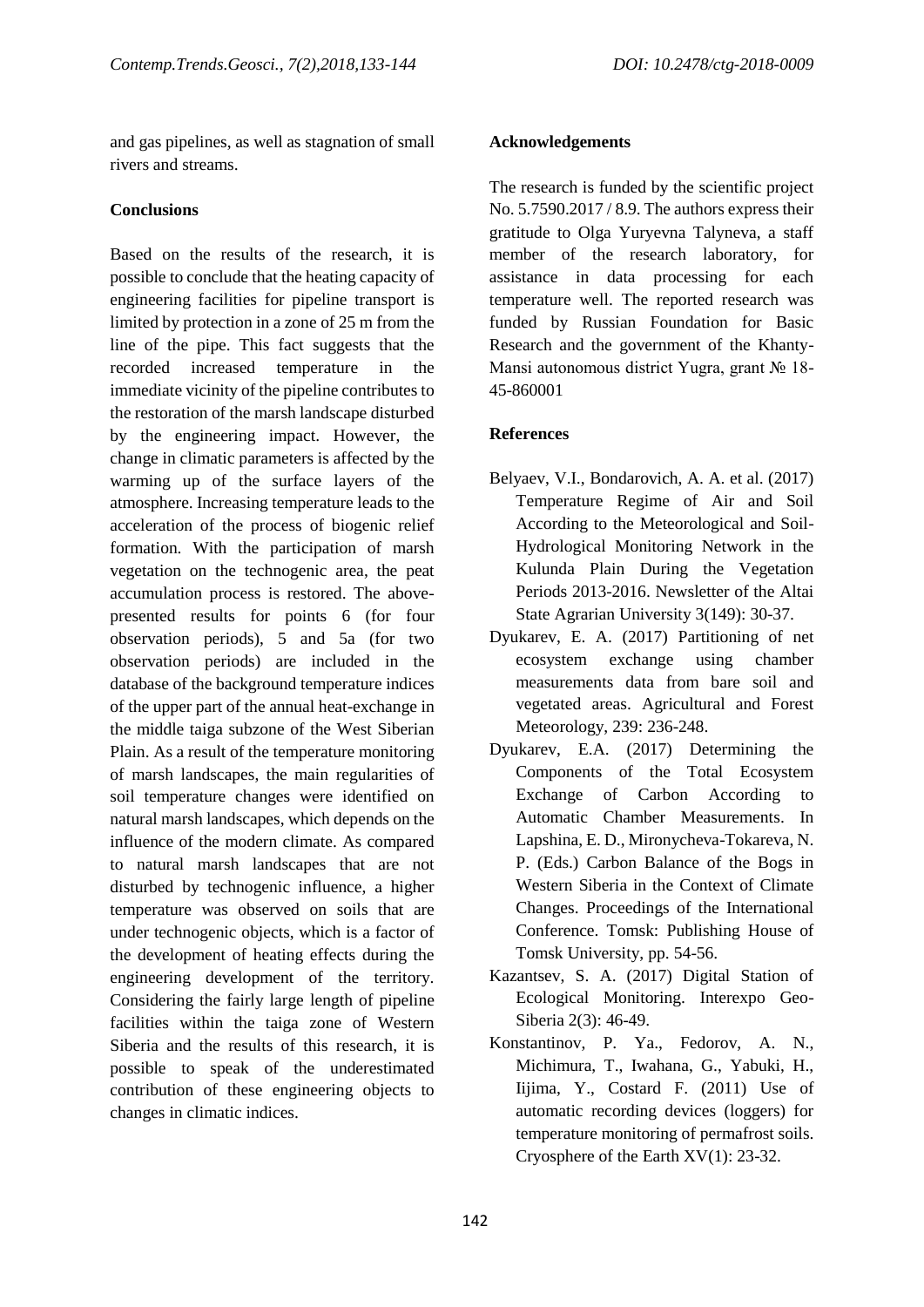and gas pipelines, as well as stagnation of small rivers and streams.

## Conclusions

Based on the results of the research, it is possible to conclude that the heating capacity of engineering facilities for pipeline transport is limited by protection in a zone of 25 m from the line of the pipe. This fact suggests that the recorded increased temperature in the immediate vicinity of the pipeline contributes to the restoration of the marsh landscape disturbed by the engineering impact. However, the change in climatic parameters is affected by the warming up of the surface layers of the atmosphere. Increasing temperature leads to the acceleration of the process of biogenic relief formation. With the participation of marsh vegetation on the technogenic area, the peat accumulation process is restored. The above-presented results for points 6 (for four observation periods), 5 and 5a (for two observation periods) are included in the database of the background temperature indices of the upper part of the annual heat-exchange in the middle taiga subzone of the West Siberian Plain. As a result of the temperature monitoring of marsh landscapes, the main regularities of soil temperature changes were identified on natural marsh landscapes, which depends on the influence of the modern climate. As compared to natural marsh landscapes that are not disturbed by technogenic influence, a higher temperature was observed on soils that are under technogenic objects, which is a factor of the development of heating effects during the engineering development of the territory. Considering the fairly large length of pipeline facilities within the taiga zone of Western Siberia and the results of this research, it is possible to speak of the underestimated contribution of these engineering objects to changes in climatic indices.

## Acknowledgements

The research is funded by the scientific project No. 5.7590.2017 / 8.9. The authors express their gratitude to Olga Yuryevna Talyneva, a staff member of the research laboratory, for assistance in data processing for each temperature well. The reported research was funded by Russian Foundation for Basic Research and the government of the Khanty-Mansi autonomous district Yugra, grant № 18-45-860001

## References

Belyaev, V.I., Bondarovich, A. A. et al. (2017) Temperature Regime of Air and Soil According to the Meteorological and Soil-Hydrological Monitoring Network in the Kulunda Plain During the Vegetation Periods 2013-2016. Newsletter of the Altai State Agrarian University 3(149): 30-37.

Dyukarev, E. A. (2017) Partitioning of net ecosystem exchange using chamber measurements data from bare soil and vegetated areas. Agricultural and Forest Meteorology, 239: 236-248.

Dyukarev, E.A. (2017) Determining the Components of the Total Ecosystem Exchange of Carbon According to Automatic Chamber Measurements. In Lapshina, E. D., Mironycheva-Tokareva, N. P. (Eds.) Carbon Balance of the Bogs in Western Siberia in the Context of Climate Changes. Proceedings of the International Conference. Tomsk: Publishing House of Tomsk University, pp. 54-56.

Kazantsev, S. A. (2017) Digital Station of Ecological Monitoring. Interexpo Geo-Siberia 2(3): 46-49.

Konstantinov, P. Ya., Fedorov, A. N., Michimura, T., Iwahana, G., Yabuki, H., Iijima, Y., Costard F. (2011) Use of automatic recording devices (loggers) for temperature monitoring of permafrost soils. Cryosphere of the Earth XV(1): 23-32.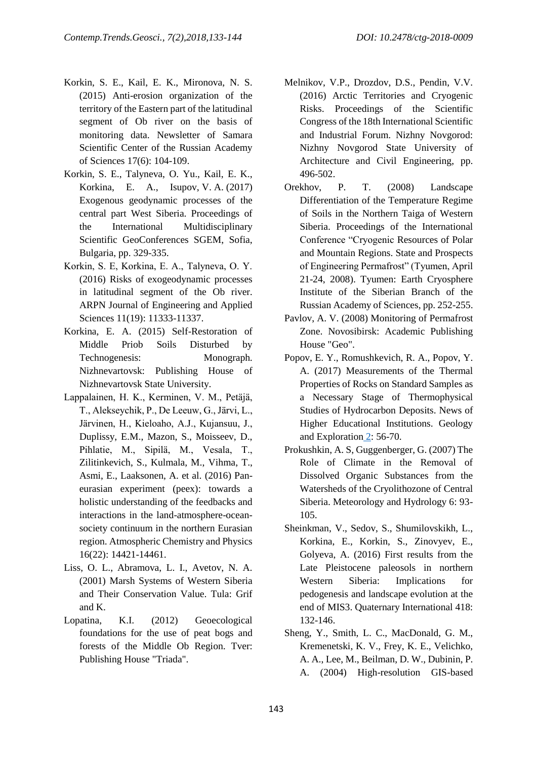Korkin, S. E., Kail, E. K., Mironova, N. S. (2015) Anti-erosion organization of the territory of the Eastern part of the latitudinal segment of Ob river on the basis of monitoring data. Newsletter of Samara Scientific Center of the Russian Academy of Sciences 17(6): 104-109.

Korkin, S. E., Talyneva, O. Yu., Kail, E. K., Korkina, E. A., Isupov, V. A. (2017) Exogenous geodynamic processes of the central part West Siberia. Proceedings of the International Multidisciplinary Scientific GeoConferences SGEM, Sofia, Bulgaria, pp. 329-335.

Korkin, S. E, Korkina, E. A., Talyneva, O. Y. (2016) Risks of exogeodynamic processes in latitudinal segment of the Ob river. ARPN Journal of Engineering and Applied Sciences 11(19): 11333-11337.

Korkina, E. A. (2015) Self-Restoration of Middle Priob Soils Disturbed by Technogenesis: Monograph. Nizhnevartovsk: Publishing House of Nizhnevartovsk State University.

Lappalainen, H. K., Kerminen, V. M., Petäjä, T., Alekseychik, P., De Leeuw, G., Järvi, L., Järvinen, H., Kieloaho, A.J., Kujansuu, J., Duplissy, E.M., Mazon, S., Moisseev, D., Pihlatie, M., Sipilä, M., Vesala, T., Zilitinkevich, S., Kulmala, M., Vihma, T., Asmi, E., Laaksonen, A. et al. (2016) Pan-eurasian experiment (peex): towards a holistic understanding of the feedbacks and interactions in the land-atmosphere-ocean-society continuum in the northern Eurasian region. Atmospheric Chemistry and Physics 16(22): 14421-14461.

Liss, O. L., Abramova, L. I., Avetov, N. A. (2001) Marsh Systems of Western Siberia and Their Conservation Value. Tula: Grif and K.

Lopatina, K.I. (2012) Geoecological foundations for the use of peat bogs and forests of the Middle Ob Region. Tver: Publishing House "Triada".

Melnikov, V.P., Drozdov, D.S., Pendin, V.V. (2016) Arctic Territories and Cryogenic Risks. Proceedings of the Scientific Congress of the 18th International Scientific and Industrial Forum. Nizhny Novgorod: Nizhny Novgorod State University of Architecture and Civil Engineering, pp. 496-502.

Orekhov, P. T. (2008) Landscape Differentiation of the Temperature Regime of Soils in the Northern Taiga of Western Siberia. Proceedings of the International Conference "Cryogenic Resources of Polar and Mountain Regions. State and Prospects of Engineering Permafrost" (Tyumen, April 21-24, 2008). Tyumen: Earth Cryosphere Institute of the Siberian Branch of the Russian Academy of Sciences, pp. 252-255.

Pavlov, A. V. (2008) Monitoring of Permafrost Zone. Novosibirsk: Academic Publishing House "Geo".

Popov, E. Y., Romushkevich, R. A., Popov, Y. A. (2017) Measurements of the Thermal Properties of Rocks on Standard Samples as a Necessary Stage of Thermophysical Studies of Hydrocarbon Deposits. News of Higher Educational Institutions. Geology and Exploration 2: 56-70.

Prokushkin, A. S, Guggenberger, G. (2007) The Role of Climate in the Removal of Dissolved Organic Substances from the Watersheds of the Cryolithozone of Central Siberia. Meteorology and Hydrology 6: 93-105.

Sheinkman, V., Sedov, S., Shumilovskikh, L., Korkina, E., Korkin, S., Zinovyev, E., Golyeva, A. (2016) First results from the Late Pleistocene paleosols in northern Western Siberia: Implications for pedogenesis and landscape evolution at the end of MIS3. Quaternary International 418: 132-146.

Sheng, Y., Smith, L. C., MacDonald, G. M., Kremenetski, K. V., Frey, K. E., Velichko, A. A., Lee, M., Beilman, D. W., Dubinin, P. A. (2004) High-resolution GIS-based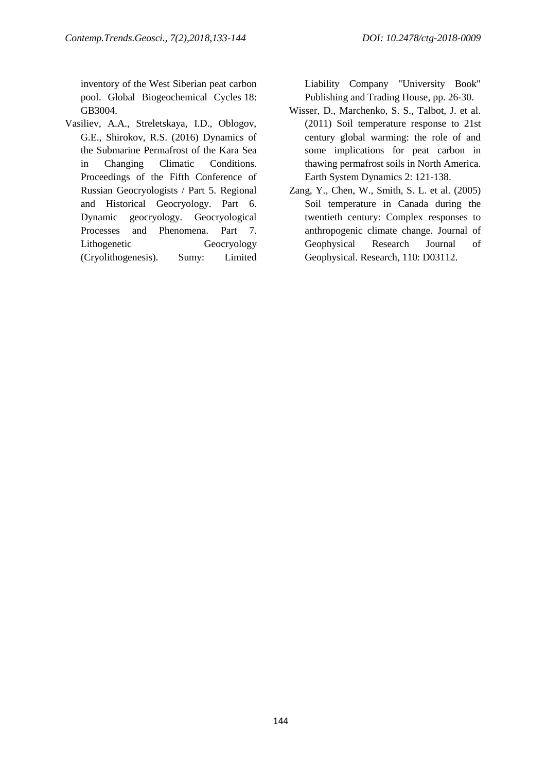inventory of the West Siberian peat carbon pool. Global Biogeochemical Cycles 18: GB3004.

Vasiliev, A.A., Streletskaya, I.D., Oblogov, G.E., Shirokov, R.S. (2016) Dynamics of the Submarine Permafrost of the Kara Sea in Changing Climatic Conditions. Proceedings of the Fifth Conference of Russian Geocryologists / Part 5. Regional and Historical Geocryology. Part 6. Dynamic geocryology. Geocryological Processes and Phenomena. Part 7. Lithogenetic Geocryology (Cryolithogenesis). Sumy: Limited Liability Company "University Book" Publishing and Trading House, pp. 26-30.

Wisser, D., Marchenko, S. S., Talbot, J. et al. (2011) Soil temperature response to 21st century global warming: the role of and some implications for peat carbon in thawing permafrost soils in North America. Earth System Dynamics 2: 121-138.

Zang, Y., Chen, W., Smith, S. L. et al. (2005) Soil temperature in Canada during the twentieth century: Complex responses to anthropogenic climate change. Journal of Geophysical Research Journal of Geophysical. Research, 110: D03112.